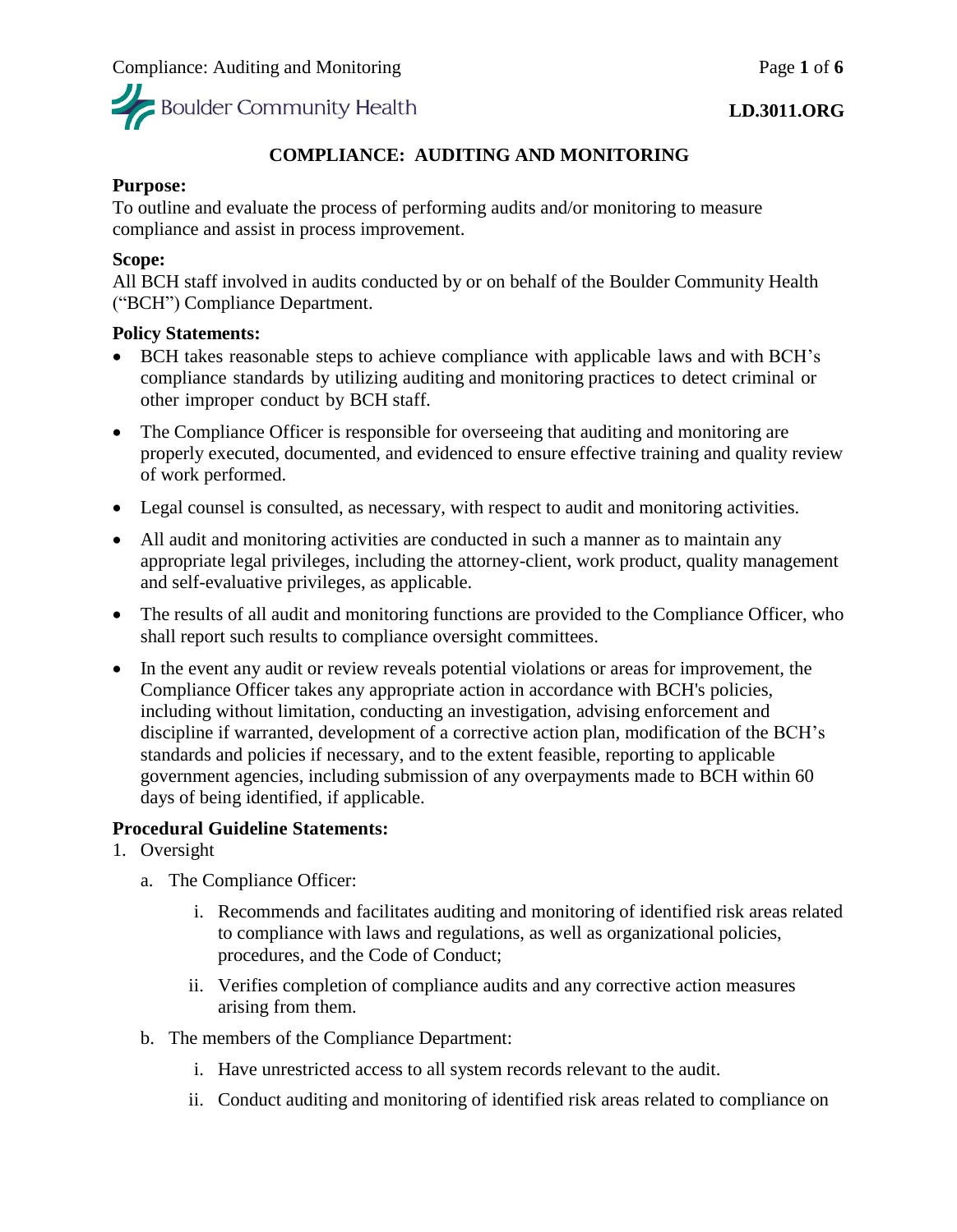LD.3011.ORG

# COMPLIANCE: AUDITING AND MONITORING

**Purpose:**
To outline and evaluate the process of performing audits and/or monitoring to measure compliance and assist in process improvement.

**Scope:**
All BCH staff involved in audits conducted by or on behalf of the Boulder Community Health ("BCH") Compliance Department.

**Policy Statements:**

- BCH takes reasonable steps to achieve compliance with applicable laws and with BCH's compliance standards by utilizing auditing and monitoring practices to detect criminal or other improper conduct by BCH staff.
- The Compliance Officer is responsible for overseeing that auditing and monitoring are properly executed, documented, and evidenced to ensure effective training and quality review of work performed.
- Legal counsel is consulted, as necessary, with respect to audit and monitoring activities.
- All audit and monitoring activities are conducted in such a manner as to maintain any appropriate legal privileges, including the attorney-client, work product, quality management and self-evaluative privileges, as applicable.
- The results of all audit and monitoring functions are provided to the Compliance Officer, who shall report such results to compliance oversight committees.
- In the event any audit or review reveals potential violations or areas for improvement, the Compliance Officer takes any appropriate action in accordance with BCH's policies, including without limitation, conducting an investigation, advising enforcement and discipline if warranted, development of a corrective action plan, modification of the BCH's standards and policies if necessary, and to the extent feasible, reporting to applicable government agencies, including submission of any overpayments made to BCH within 60 days of being identified, if applicable.

**Procedural Guideline Statements:**

1. Oversight
   a. The Compliance Officer:
      i. Recommends and facilitates auditing and monitoring of identified risk areas related to compliance with laws and regulations, as well as organizational policies, procedures, and the Code of Conduct;
      ii. Verifies completion of compliance audits and any corrective action measures arising from them.
   b. The members of the Compliance Department:
      i. Have unrestricted access to all system records relevant to the audit.
      ii. Conduct auditing and monitoring of identified risk areas related to compliance on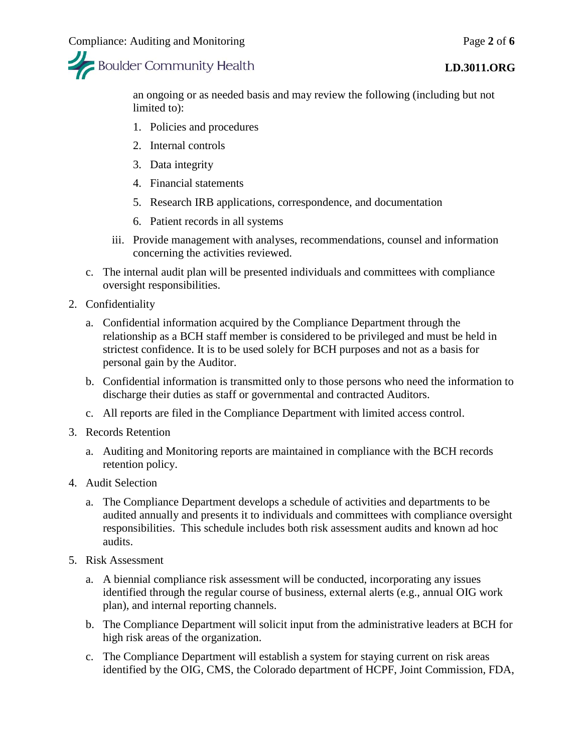an ongoing or as needed basis and may review the following (including but not limited to):

1. Policies and procedures
2. Internal controls
3. Data integrity
4. Financial statements
5. Research IRB applications, correspondence, and documentation
6. Patient records in all systems

iii. Provide management with analyses, recommendations, counsel and information concerning the activities reviewed.

c. The internal audit plan will be presented individuals and committees with compliance oversight responsibilities.

2. Confidentiality

   a. Confidential information acquired by the Compliance Department through the relationship as a BCH staff member is considered to be privileged and must be held in strictest confidence. It is to be used solely for BCH purposes and not as a basis for personal gain by the Auditor.

   b. Confidential information is transmitted only to those persons who need the information to discharge their duties as staff or governmental and contracted Auditors.

   c. All reports are filed in the Compliance Department with limited access control.

3. Records Retention

   a. Auditing and Monitoring reports are maintained in compliance with the BCH records retention policy.

4. Audit Selection

   a. The Compliance Department develops a schedule of activities and departments to be audited annually and presents it to individuals and committees with compliance oversight responsibilities. This schedule includes both risk assessment audits and known ad hoc audits.

5. Risk Assessment

   a. A biennial compliance risk assessment will be conducted, incorporating any issues identified through the regular course of business, external alerts (e.g., annual OIG work plan), and internal reporting channels.

   b. The Compliance Department will solicit input from the administrative leaders at BCH for high risk areas of the organization.

   c. The Compliance Department will establish a system for staying current on risk areas identified by the OIG, CMS, the Colorado department of HCPF, Joint Commission, FDA,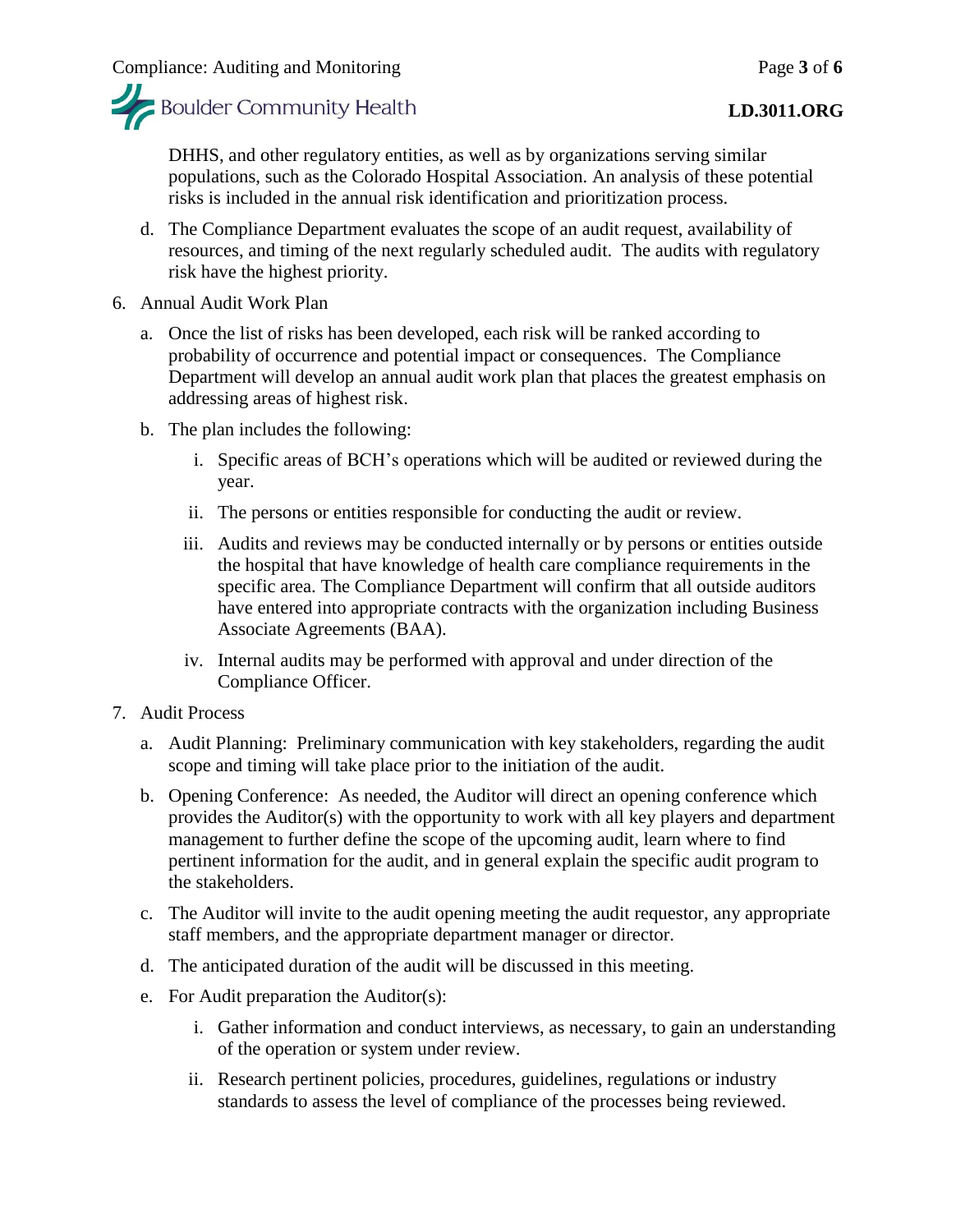DHHS, and other regulatory entities, as well as by organizations serving similar populations, such as the Colorado Hospital Association. An analysis of these potential risks is included in the annual risk identification and prioritization process.

d. The Compliance Department evaluates the scope of an audit request, availability of resources, and timing of the next regularly scheduled audit. The audits with regulatory risk have the highest priority.

6. Annual Audit Work Plan

   a. Once the list of risks has been developed, each risk will be ranked according to probability of occurrence and potential impact or consequences. The Compliance Department will develop an annual audit work plan that places the greatest emphasis on addressing areas of highest risk.

   b. The plan includes the following:

      i. Specific areas of BCH's operations which will be audited or reviewed during the year.

      ii. The persons or entities responsible for conducting the audit or review.

      iii. Audits and reviews may be conducted internally or by persons or entities outside the hospital that have knowledge of health care compliance requirements in the specific area. The Compliance Department will confirm that all outside auditors have entered into appropriate contracts with the organization including Business Associate Agreements (BAA).

      iv. Internal audits may be performed with approval and under direction of the Compliance Officer.

7. Audit Process

   a. Audit Planning: Preliminary communication with key stakeholders, regarding the audit scope and timing will take place prior to the initiation of the audit.

   b. Opening Conference: As needed, the Auditor will direct an opening conference which provides the Auditor(s) with the opportunity to work with all key players and department management to further define the scope of the upcoming audit, learn where to find pertinent information for the audit, and in general explain the specific audit program to the stakeholders.

   c. The Auditor will invite to the audit opening meeting the audit requestor, any appropriate staff members, and the appropriate department manager or director.

   d. The anticipated duration of the audit will be discussed in this meeting.

   e. For Audit preparation the Auditor(s):

      i. Gather information and conduct interviews, as necessary, to gain an understanding of the operation or system under review.

      ii. Research pertinent policies, procedures, guidelines, regulations or industry standards to assess the level of compliance of the processes being reviewed.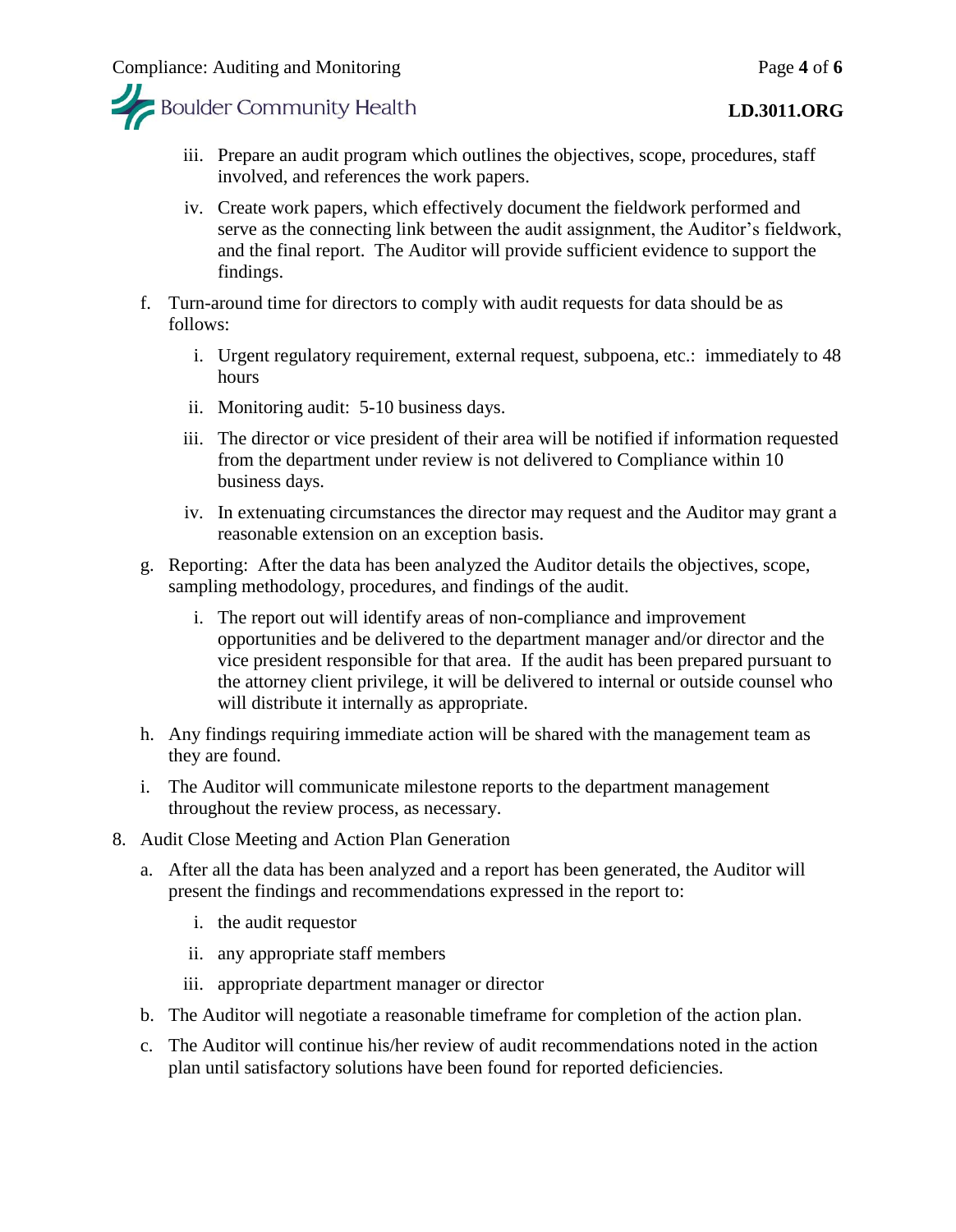iii. Prepare an audit program which outlines the objectives, scope, procedures, staff involved, and references the work papers.

iv. Create work papers, which effectively document the fieldwork performed and serve as the connecting link between the audit assignment, the Auditor's fieldwork, and the final report. The Auditor will provide sufficient evidence to support the findings.

f. Turn-around time for directors to comply with audit requests for data should be as follows:

   i. Urgent regulatory requirement, external request, subpoena, etc.: immediately to 48 hours

   ii. Monitoring audit: 5-10 business days.

   iii. The director or vice president of their area will be notified if information requested from the department under review is not delivered to Compliance within 10 business days.

   iv. In extenuating circumstances the director may request and the Auditor may grant a reasonable extension on an exception basis.

g. Reporting: After the data has been analyzed the Auditor details the objectives, scope, sampling methodology, procedures, and findings of the audit.

   i. The report out will identify areas of non-compliance and improvement opportunities and be delivered to the department manager and/or director and the vice president responsible for that area. If the audit has been prepared pursuant to the attorney client privilege, it will be delivered to internal or outside counsel who will distribute it internally as appropriate.

h. Any findings requiring immediate action will be shared with the management team as they are found.

i. The Auditor will communicate milestone reports to the department management throughout the review process, as necessary.

8. Audit Close Meeting and Action Plan Generation

   a. After all the data has been analyzed and a report has been generated, the Auditor will present the findings and recommendations expressed in the report to:

      i. the audit requestor

      ii. any appropriate staff members

      iii. appropriate department manager or director

   b. The Auditor will negotiate a reasonable timeframe for completion of the action plan.

   c. The Auditor will continue his/her review of audit recommendations noted in the action plan until satisfactory solutions have been found for reported deficiencies.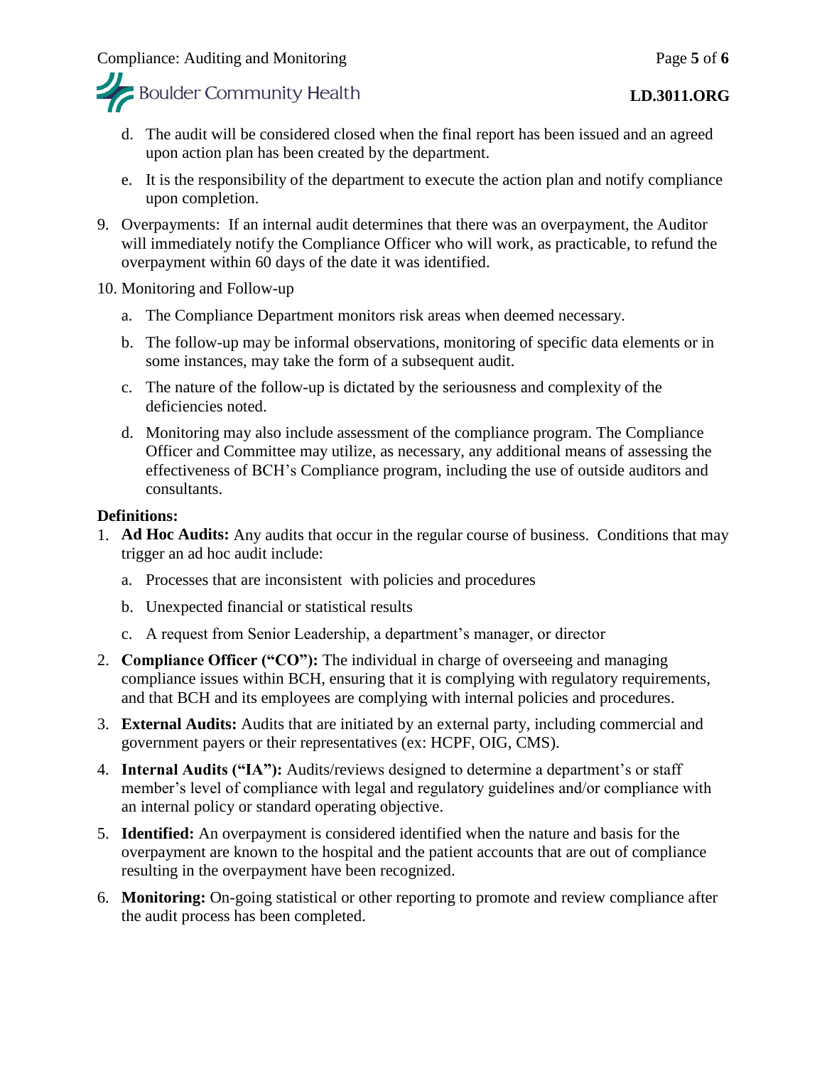d. The audit will be considered closed when the final report has been issued and an agreed upon action plan has been created by the department.

e. It is the responsibility of the department to execute the action plan and notify compliance upon completion.

9. Overpayments: If an internal audit determines that there was an overpayment, the Auditor will immediately notify the Compliance Officer who will work, as practicable, to refund the overpayment within 60 days of the date it was identified.

10. Monitoring and Follow-up

    a. The Compliance Department monitors risk areas when deemed necessary.

    b. The follow-up may be informal observations, monitoring of specific data elements or in some instances, may take the form of a subsequent audit.

    c. The nature of the follow-up is dictated by the seriousness and complexity of the deficiencies noted.

    d. Monitoring may also include assessment of the compliance program. The Compliance Officer and Committee may utilize, as necessary, any additional means of assessing the effectiveness of BCH's Compliance program, including the use of outside auditors and consultants.

**Definitions:**

1. **Ad Hoc Audits:** Any audits that occur in the regular course of business. Conditions that may trigger an ad hoc audit include:

    a. Processes that are inconsistent with policies and procedures

    b. Unexpected financial or statistical results

    c. A request from Senior Leadership, a department's manager, or director

2. **Compliance Officer ("CO"):** The individual in charge of overseeing and managing compliance issues within BCH, ensuring that it is complying with regulatory requirements, and that BCH and its employees are complying with internal policies and procedures.

3. **External Audits:** Audits that are initiated by an external party, including commercial and government payers or their representatives (ex: HCPF, OIG, CMS).

4. **Internal Audits ("IA"):** Audits/reviews designed to determine a department's or staff member's level of compliance with legal and regulatory guidelines and/or compliance with an internal policy or standard operating objective.

5. **Identified:** An overpayment is considered identified when the nature and basis for the overpayment are known to the hospital and the patient accounts that are out of compliance resulting in the overpayment have been recognized.

6. **Monitoring:** On-going statistical or other reporting to promote and review compliance after the audit process has been completed.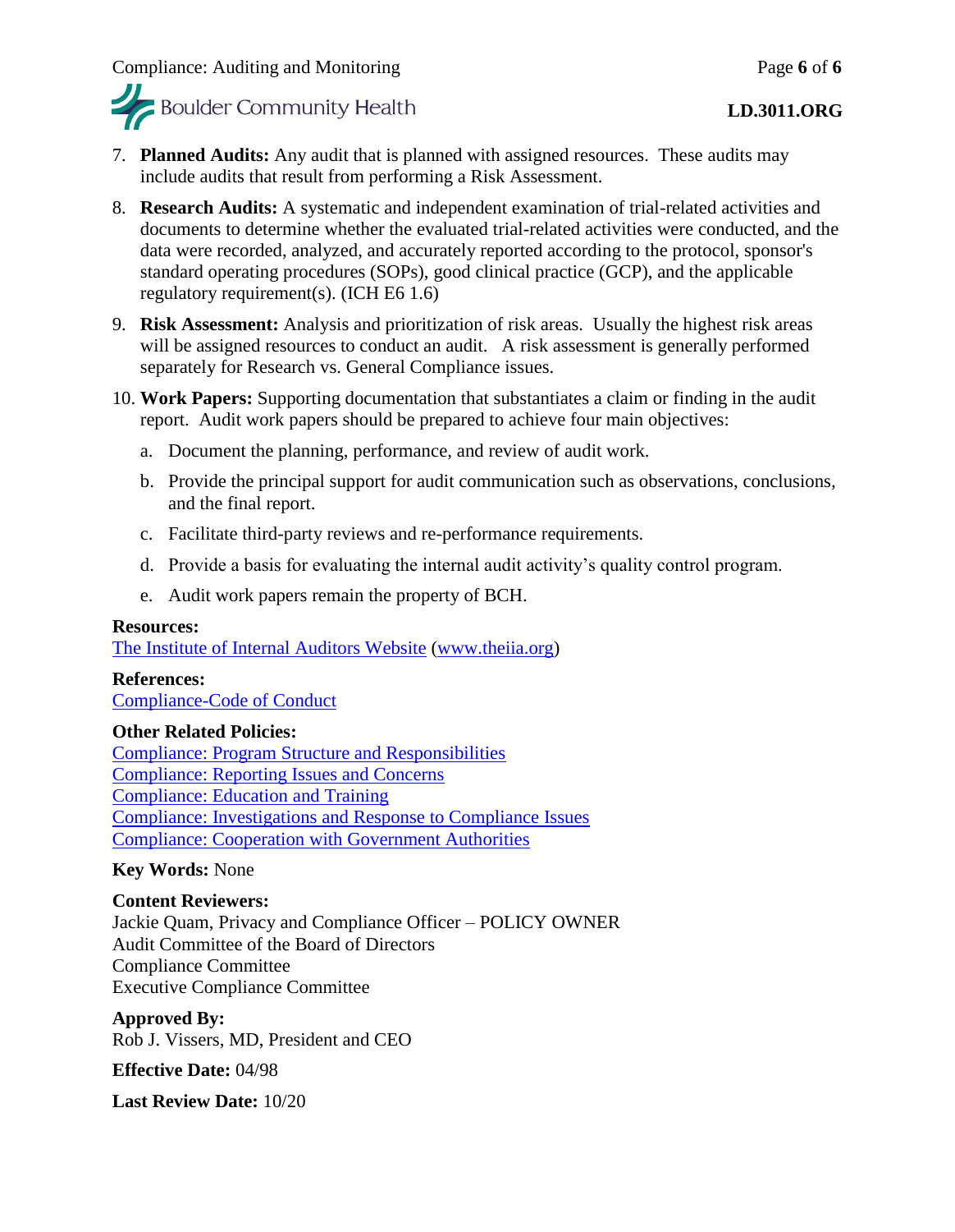7. **Planned Audits:** Any audit that is planned with assigned resources. These audits may include audits that result from performing a Risk Assessment.

8. **Research Audits:** A systematic and independent examination of trial-related activities and documents to determine whether the evaluated trial-related activities were conducted, and the data were recorded, analyzed, and accurately reported according to the protocol, sponsor's standard operating procedures (SOPs), good clinical practice (GCP), and the applicable regulatory requirement(s). (ICH E6 1.6)

9. **Risk Assessment:** Analysis and prioritization of risk areas. Usually the highest risk areas will be assigned resources to conduct an audit. A risk assessment is generally performed separately for Research vs. General Compliance issues.

10. **Work Papers:** Supporting documentation that substantiates a claim or finding in the audit report. Audit work papers should be prepared to achieve four main objectives:

    a. Document the planning, performance, and review of audit work.

    b. Provide the principal support for audit communication such as observations, conclusions, and the final report.

    c. Facilitate third-party reviews and re-performance requirements.

    d. Provide a basis for evaluating the internal audit activity's quality control program.

    e. Audit work papers remain the property of BCH.

**Resources:**
The Institute of Internal Auditors Website (www.theiia.org)

**References:**
Compliance-Code of Conduct

**Other Related Policies:**
Compliance: Program Structure and Responsibilities
Compliance: Reporting Issues and Concerns
Compliance: Education and Training
Compliance: Investigations and Response to Compliance Issues
Compliance: Cooperation with Government Authorities

**Key Words:** None

**Content Reviewers:**
Jackie Quam, Privacy and Compliance Officer – POLICY OWNER
Audit Committee of the Board of Directors
Compliance Committee
Executive Compliance Committee

**Approved By:**
Rob J. Vissers, MD, President and CEO

**Effective Date:** 04/98

**Last Review Date:** 10/20